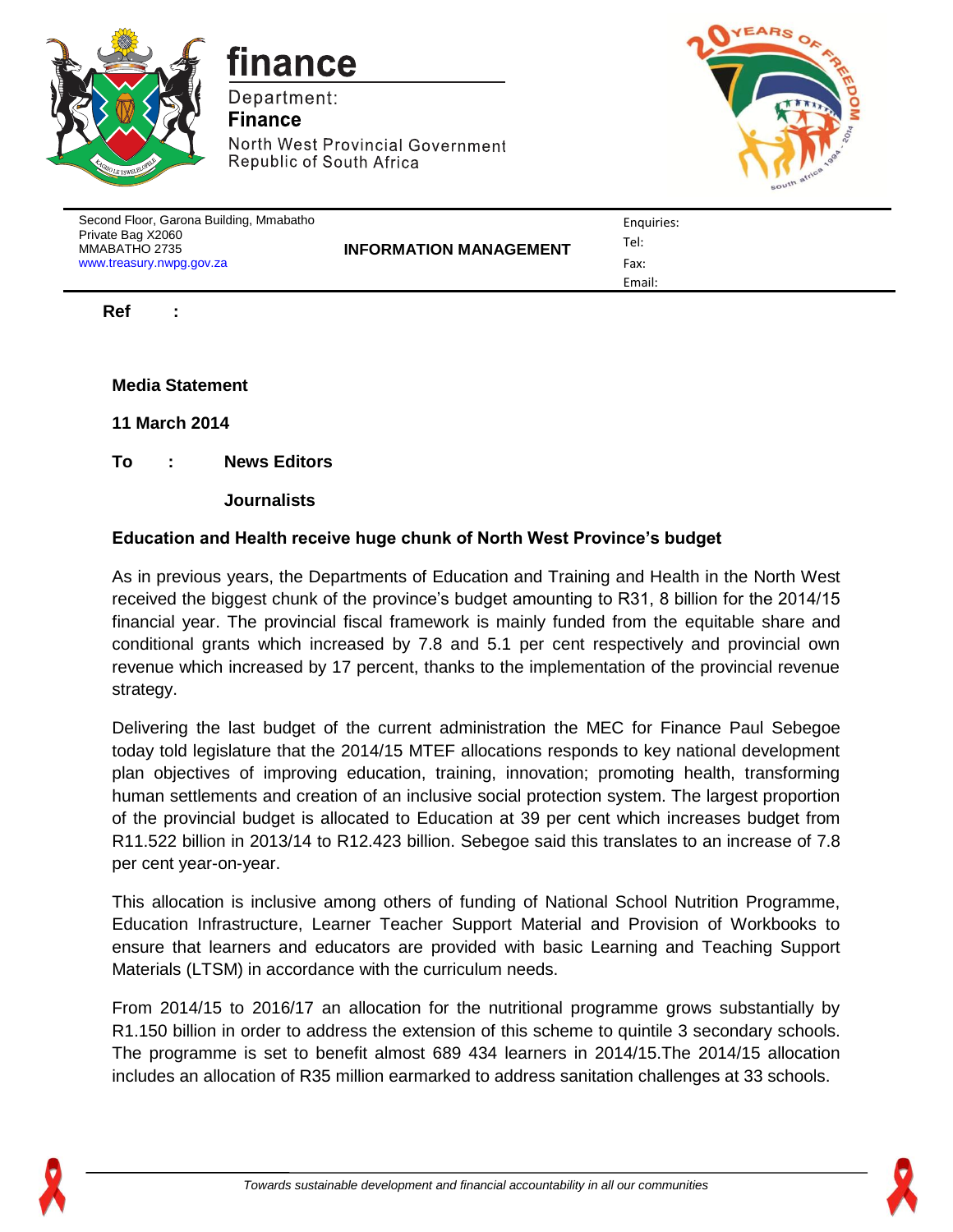finance

Department:
**Finance**
North West Provincial Government
Republic of South Africa

Second Floor, Garona Building, Mmabatho
Private Bag X2060
MMABATHO 2735
www.treasury.nwpg.gov.za

**INFORMATION MANAGEMENT**

Enquiries:
Tel:
Fax:
Email:

**Ref :**

**Media Statement**

**11 March 2014**

**To : News Editors**

**Journalists**

**Education and Health receive huge chunk of North West Province's budget**

As in previous years, the Departments of Education and Training and Health in the North West received the biggest chunk of the province's budget amounting to R31, 8 billion for the 2014/15 financial year. The provincial fiscal framework is mainly funded from the equitable share and conditional grants which increased by 7.8 and 5.1 per cent respectively and provincial own revenue which increased by 17 percent, thanks to the implementation of the provincial revenue strategy.

Delivering the last budget of the current administration the MEC for Finance Paul Sebegoe today told legislature that the 2014/15 MTEF allocations responds to key national development plan objectives of improving education, training, innovation; promoting health, transforming human settlements and creation of an inclusive social protection system. The largest proportion of the provincial budget is allocated to Education at 39 per cent which increases budget from R11.522 billion in 2013/14 to R12.423 billion. Sebegoe said this translates to an increase of 7.8 per cent year-on-year.

This allocation is inclusive among others of funding of National School Nutrition Programme, Education Infrastructure, Learner Teacher Support Material and Provision of Workbooks to ensure that learners and educators are provided with basic Learning and Teaching Support Materials (LTSM) in accordance with the curriculum needs.

From 2014/15 to 2016/17 an allocation for the nutritional programme grows substantially by R1.150 billion in order to address the extension of this scheme to quintile 3 secondary schools. The programme is set to benefit almost 689 434 learners in 2014/15.The 2014/15 allocation includes an allocation of R35 million earmarked to address sanitation challenges at 33 schools.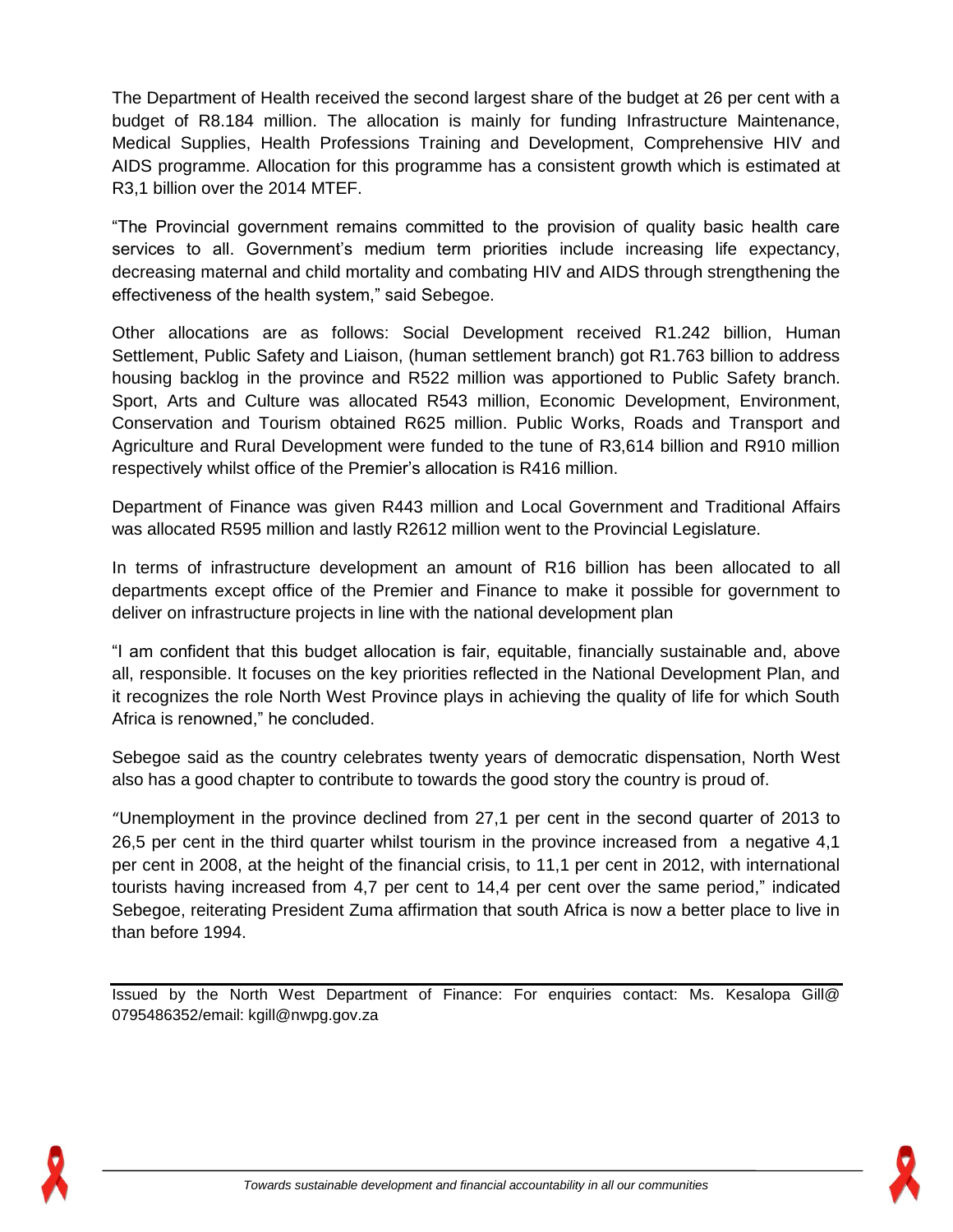The Department of Health received the second largest share of the budget at 26 per cent with a budget of R8.184 million. The allocation is mainly for funding Infrastructure Maintenance, Medical Supplies, Health Professions Training and Development, Comprehensive HIV and AIDS programme. Allocation for this programme has a consistent growth which is estimated at R3,1 billion over the 2014 MTEF.

"The Provincial government remains committed to the provision of quality basic health care services to all. Government's medium term priorities include increasing life expectancy, decreasing maternal and child mortality and combating HIV and AIDS through strengthening the effectiveness of the health system," said Sebegoe.

Other allocations are as follows: Social Development received R1.242 billion, Human Settlement, Public Safety and Liaison, (human settlement branch) got R1.763 billion to address housing backlog in the province and R522 million was apportioned to Public Safety branch. Sport, Arts and Culture was allocated R543 million, Economic Development, Environment, Conservation and Tourism obtained R625 million. Public Works, Roads and Transport and Agriculture and Rural Development were funded to the tune of R3,614 billion and R910 million respectively whilst office of the Premier's allocation is R416 million.

Department of Finance was given R443 million and Local Government and Traditional Affairs was allocated R595 million and lastly R2612 million went to the Provincial Legislature.

In terms of infrastructure development an amount of R16 billion has been allocated to all departments except office of the Premier and Finance to make it possible for government to deliver on infrastructure projects in line with the national development plan

"I am confident that this budget allocation is fair, equitable, financially sustainable and, above all, responsible. It focuses on the key priorities reflected in the National Development Plan, and it recognizes the role North West Province plays in achieving the quality of life for which South Africa is renowned," he concluded.

Sebegoe said as the country celebrates twenty years of democratic dispensation, North West also has a good chapter to contribute to towards the good story the country is proud of.

"Unemployment in the province declined from 27,1 per cent in the second quarter of 2013 to 26,5 per cent in the third quarter whilst tourism in the province increased from a negative 4,1 per cent in 2008, at the height of the financial crisis, to 11,1 per cent in 2012, with international tourists having increased from 4,7 per cent to 14,4 per cent over the same period," indicated Sebegoe, reiterating President Zuma affirmation that south Africa is now a better place to live in than before 1994.

Issued by the North West Department of Finance: For enquiries contact: Ms. Kesalopa Gill@ 0795486352/email: kgill@nwpg.gov.za